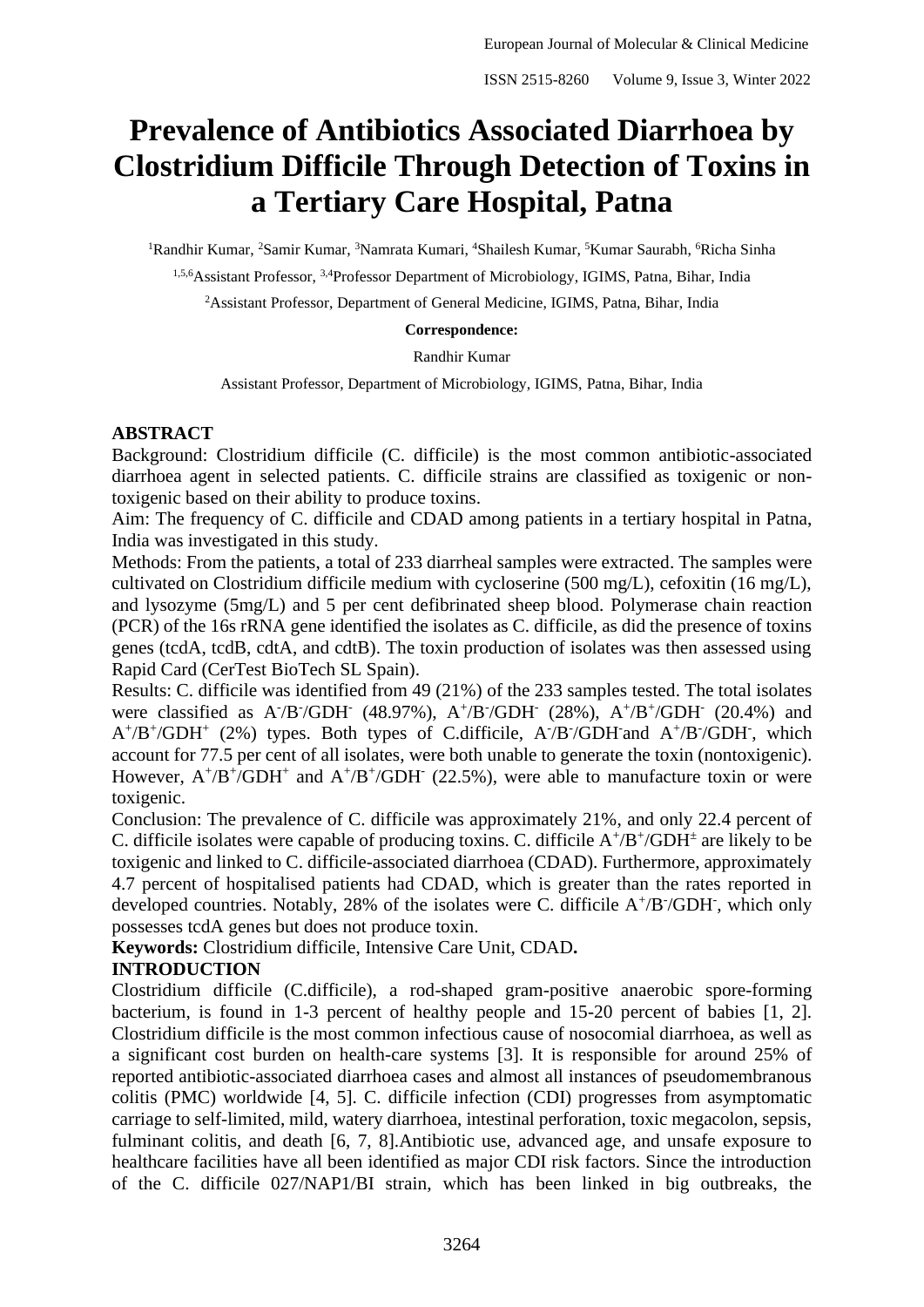# Prevalence of Antibiotics Associated Diarrhoea by Clostridium Difficile Through Detection of Toxins in a Tertiary Care Hospital, Patna

[1]Randhir Kumar, [2]Samir Kumar, [3]Namrata Kumari, [4]Shailesh Kumar, [5]Kumar Saurabh, [6]Richa Sinha

[1,5,6]Assistant Professor, [3,4]Professor Department of Microbiology, IGIMS, Patna, Bihar, India

[2]Assistant Professor, Department of General Medicine, IGIMS, Patna, Bihar, India

**Correspondence:**

Randhir Kumar

Assistant Professor, Department of Microbiology, IGIMS, Patna, Bihar, India

## ABSTRACT

Background: Clostridium difficile (C. difficile) is the most common antibiotic-associated diarrhoea agent in selected patients. C. difficile strains are classified as toxigenic or non-toxigenic based on their ability to produce toxins.

Aim: The frequency of C. difficile and CDAD among patients in a tertiary hospital in Patna, India was investigated in this study.

Methods: From the patients, a total of 233 diarrheal samples were extracted. The samples were cultivated on Clostridium difficile medium with cycloserine (500 mg/L), cefoxitin (16 mg/L), and lysozyme (5mg/L) and 5 per cent defibrinated sheep blood. Polymerase chain reaction (PCR) of the 16s rRNA gene identified the isolates as C. difficile, as did the presence of toxins genes (tcdA, tcdB, cdtA, and cdtB). The toxin production of isolates was then assessed using Rapid Card (CerTest BioTech SL Spain).

Results: C. difficile was identified from 49 (21%) of the 233 samples tested. The total isolates were classified as $A^-/B^-/GDH^-$ (48.97%), $A^+/B^-/GDH^-$ (28%), $A^+/B^+/GDH^-$ (20.4%) and $A^+/B^+/GDH^+$ (2%) types. Both types of C.difficile, $A^-/B^-/GDH^-$and $A^+/B^-/GDH^-$, which account for 77.5 per cent of all isolates, were both unable to generate the toxin (nontoxigenic). However, $A^+/B^+/GDH^+$ and $A^+/B^+/GDH^-$ (22.5%), were able to manufacture toxin or were toxigenic.

Conclusion: The prevalence of C. difficile was approximately 21%, and only 22.4 percent of C. difficile isolates were capable of producing toxins. C. difficile $A^+/B^+/GDH^\pm$ are likely to be toxigenic and linked to C. difficile-associated diarrhoea (CDAD). Furthermore, approximately 4.7 percent of hospitalised patients had CDAD, which is greater than the rates reported in developed countries. Notably, 28% of the isolates were C. difficile $A^+/B^-/GDH^-$, which only possesses tcdA genes but does not produce toxin.

**Keywords:** Clostridium difficile, Intensive Care Unit, CDAD**.**

## INTRODUCTION

Clostridium difficile (C.difficile), a rod-shaped gram-positive anaerobic spore-forming bacterium, is found in 1-3 percent of healthy people and 15-20 percent of babies [1, 2]. Clostridium difficile is the most common infectious cause of nosocomial diarrhoea, as well as a significant cost burden on health-care systems [3]. It is responsible for around 25% of reported antibiotic-associated diarrhoea cases and almost all instances of pseudomembranous colitis (PMC) worldwide [4, 5]. C. difficile infection (CDI) progresses from asymptomatic carriage to self-limited, mild, watery diarrhoea, intestinal perforation, toxic megacolon, sepsis, fulminant colitis, and death [6, 7, 8].Antibiotic use, advanced age, and unsafe exposure to healthcare facilities have all been identified as major CDI risk factors. Since the introduction of the C. difficile 027/NAP1/BI strain, which has been linked in big outbreaks, the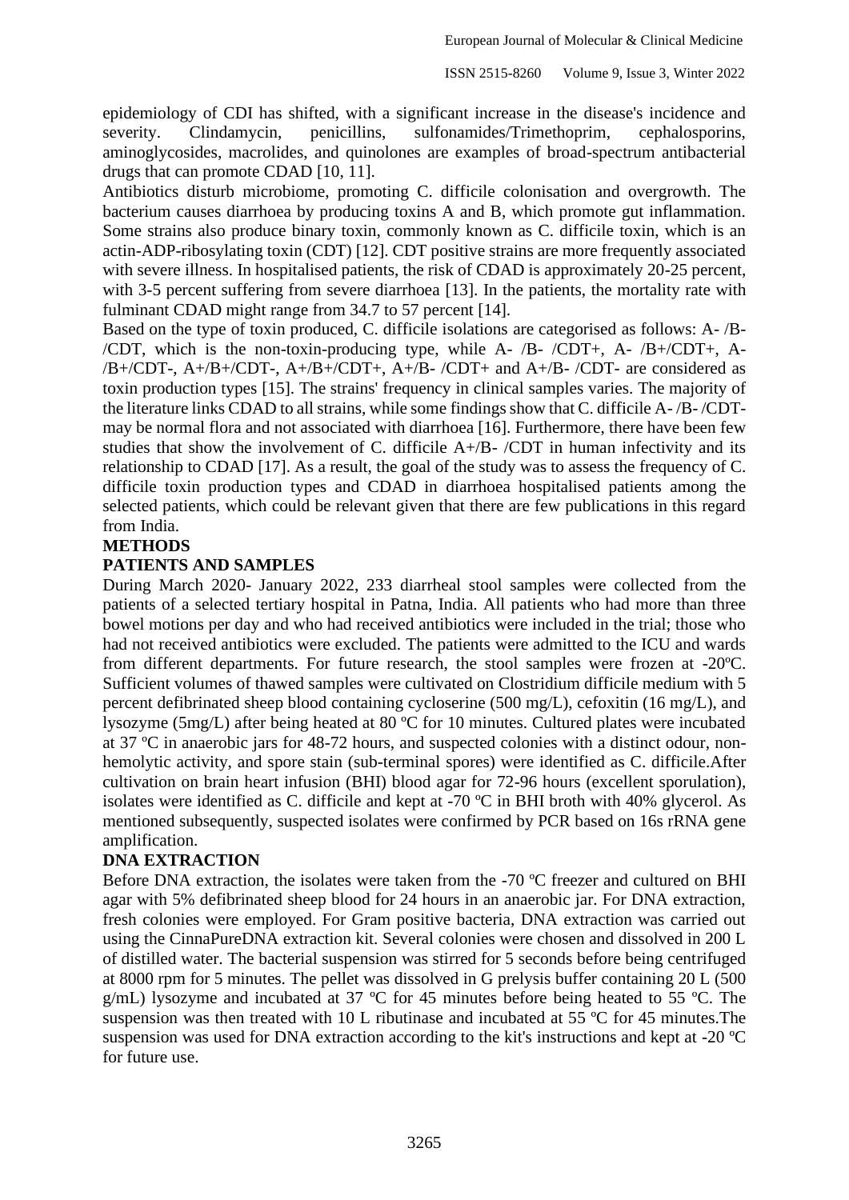epidemiology of CDI has shifted, with a significant increase in the disease's incidence and severity. Clindamycin, penicillins, sulfonamides/Trimethoprim, cephalosporins, aminoglycosides, macrolides, and quinolones are examples of broad-spectrum antibacterial drugs that can promote CDAD [10, 11].

Antibiotics disturb microbiome, promoting C. difficile colonisation and overgrowth. The bacterium causes diarrhoea by producing toxins A and B, which promote gut inflammation. Some strains also produce binary toxin, commonly known as C. difficile toxin, which is an actin-ADP-ribosylating toxin (CDT) [12]. CDT positive strains are more frequently associated with severe illness. In hospitalised patients, the risk of CDAD is approximately 20-25 percent, with 3-5 percent suffering from severe diarrhoea [13]. In the patients, the mortality rate with fulminant CDAD might range from 34.7 to 57 percent [14].

Based on the type of toxin produced, C. difficile isolations are categorised as follows: A- /B- /CDT, which is the non-toxin-producing type, while A- /B- /CDT+, A- /B+/CDT+, A- /B+/CDT-, A+/B+/CDT-, A+/B+/CDT+, A+/B- /CDT+ and A+/B- /CDT- are considered as toxin production types [15]. The strains' frequency in clinical samples varies. The majority of the literature links CDAD to all strains, while some findings show that C. difficile A- /B- /CDT- may be normal flora and not associated with diarrhoea [16]. Furthermore, there have been few studies that show the involvement of C. difficile A+/B- /CDT in human infectivity and its relationship to CDAD [17]. As a result, the goal of the study was to assess the frequency of C. difficile toxin production types and CDAD in diarrhoea hospitalised patients among the selected patients, which could be relevant given that there are few publications in this regard from India.

## METHODS

### PATIENTS AND SAMPLES

During March 2020- January 2022, 233 diarrheal stool samples were collected from the patients of a selected tertiary hospital in Patna, India. All patients who had more than three bowel motions per day and who had received antibiotics were included in the trial; those who had not received antibiotics were excluded. The patients were admitted to the ICU and wards from different departments. For future research, the stool samples were frozen at -20ºC. Sufficient volumes of thawed samples were cultivated on Clostridium difficile medium with 5 percent defibrinated sheep blood containing cycloserine (500 mg/L), cefoxitin (16 mg/L), and lysozyme (5mg/L) after being heated at 80 ºC for 10 minutes. Cultured plates were incubated at 37 ºC in anaerobic jars for 48-72 hours, and suspected colonies with a distinct odour, non-hemolytic activity, and spore stain (sub-terminal spores) were identified as C. difficile.After cultivation on brain heart infusion (BHI) blood agar for 72-96 hours (excellent sporulation), isolates were identified as C. difficile and kept at -70 ºC in BHI broth with 40% glycerol. As mentioned subsequently, suspected isolates were confirmed by PCR based on 16s rRNA gene amplification.

### DNA EXTRACTION

Before DNA extraction, the isolates were taken from the -70 ºC freezer and cultured on BHI agar with 5% defibrinated sheep blood for 24 hours in an anaerobic jar. For DNA extraction, fresh colonies were employed. For Gram positive bacteria, DNA extraction was carried out using the CinnaPureDNA extraction kit. Several colonies were chosen and dissolved in 200 L of distilled water. The bacterial suspension was stirred for 5 seconds before being centrifuged at 8000 rpm for 5 minutes. The pellet was dissolved in G prelysis buffer containing 20 L (500 g/mL) lysozyme and incubated at 37 ºC for 45 minutes before being heated to 55 ºC. The suspension was then treated with 10 L ributinase and incubated at 55 ºC for 45 minutes.The suspension was used for DNA extraction according to the kit's instructions and kept at -20 ºC for future use.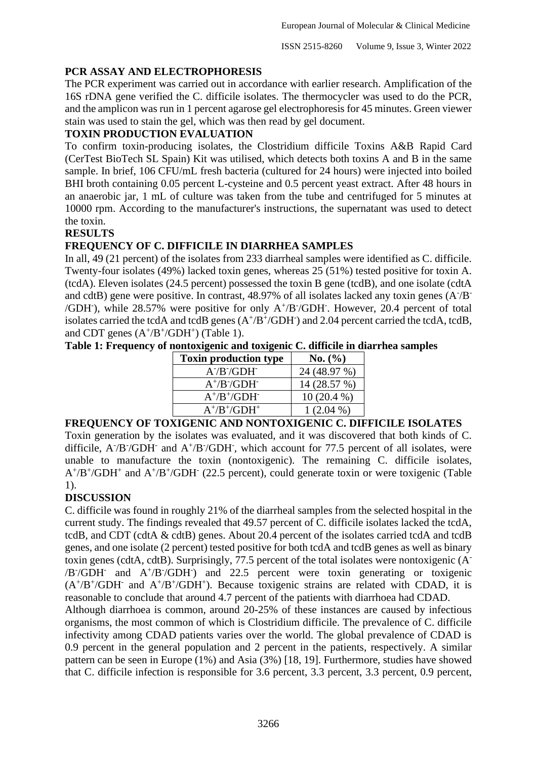## PCR ASSAY AND ELECTROPHORESIS

The PCR experiment was carried out in accordance with earlier research. Amplification of the 16S rDNA gene verified the C. difficile isolates. The thermocycler was used to do the PCR, and the amplicon was run in 1 percent agarose gel electrophoresis for 45 minutes. Green viewer stain was used to stain the gel, which was then read by gel document.

## TOXIN PRODUCTION EVALUATION

To confirm toxin-producing isolates, the Clostridium difficile Toxins A&B Rapid Card (CerTest BioTech SL Spain) Kit was utilised, which detects both toxins A and B in the same sample. In brief, 106 CFU/mL fresh bacteria (cultured for 24 hours) were injected into boiled BHI broth containing 0.05 percent L-cysteine and 0.5 percent yeast extract. After 48 hours in an anaerobic jar, 1 mL of culture was taken from the tube and centrifuged for 5 minutes at 10000 rpm. According to the manufacturer's instructions, the supernatant was used to detect the toxin.

## RESULTS

## FREQUENCY OF C. DIFFICILE IN DIARRHEA SAMPLES

In all, 49 (21 percent) of the isolates from 233 diarrheal samples were identified as C. difficile. Twenty-four isolates (49%) lacked toxin genes, whereas 25 (51%) tested positive for toxin A. (tcdA). Eleven isolates (24.5 percent) possessed the toxin B gene (tcdB), and one isolate (cdtA and cdtB) gene were positive. In contrast, 48.97% of all isolates lacked any toxin genes ($A^-/B^-/GDH^-$), while 28.57% were positive for only $A^+/B^-/GDH^-$. However, 20.4 percent of total isolates carried the tcdA and tcdB genes ($A^+/B^+/GDH^-$) and 2.04 percent carried the tcdA, tcdB, and CDT genes ($A^+/B^+/GDH^+$) (Table 1).

**Table 1: Frequency of nontoxigenic and toxigenic C. difficile in diarrhea samples**

| Toxin production type | No. (%) |
|---|---|
| $A^-/B^-/GDH^-$ | 24 (48.97 %) |
| $A^+/B^-/GDH^-$ | 14 (28.57 %) |
| $A^+/B^+/GDH^-$ | 10 (20.4 %) |
| $A^+/B^+/GDH^+$ | 1 (2.04 %) |

## FREQUENCY OF TOXIGENIC AND NONTOXIGENIC C. DIFFICILE ISOLATES

Toxin generation by the isolates was evaluated, and it was discovered that both kinds of C. difficile, $A^-/B^-/GDH^-$ and $A^+/B^-/GDH^-$, which account for 77.5 percent of all isolates, were unable to manufacture the toxin (nontoxigenic). The remaining C. difficile isolates, $A^+/B^+/GDH^+$ and $A^+/B^+/GDH^-$ (22.5 percent), could generate toxin or were toxigenic (Table 1).

## DISCUSSION

C. difficile was found in roughly 21% of the diarrheal samples from the selected hospital in the current study. The findings revealed that 49.57 percent of C. difficile isolates lacked the tcdA, tcdB, and CDT (cdtA & cdtB) genes. About 20.4 percent of the isolates carried tcdA and tcdB genes, and one isolate (2 percent) tested positive for both tcdA and tcdB genes as well as binary toxin genes (cdtA, cdtB). Surprisingly, 77.5 percent of the total isolates were nontoxigenic ($A^-/B^-/GDH^-$ and $A^+/B^-/GDH^-$) and 22.5 percent were toxin generating or toxigenic ($A^+/B^+/GDH^-$ and $A^+/B^+/GDH^+$). Because toxigenic strains are related with CDAD, it is reasonable to conclude that around 4.7 percent of the patients with diarrhoea had CDAD.

Although diarrhoea is common, around 20-25% of these instances are caused by infectious organisms, the most common of which is Clostridium difficile. The prevalence of C. difficile infectivity among CDAD patients varies over the world. The global prevalence of CDAD is 0.9 percent in the general population and 2 percent in the patients, respectively. A similar pattern can be seen in Europe (1%) and Asia (3%) [18, 19]. Furthermore, studies have showed that C. difficile infection is responsible for 3.6 percent, 3.3 percent, 3.3 percent, 0.9 percent,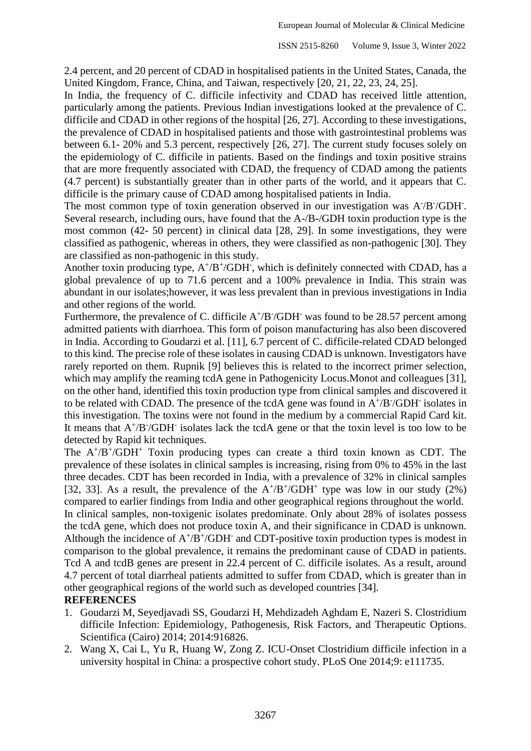2.4 percent, and 20 percent of CDAD in hospitalised patients in the United States, Canada, the United Kingdom, France, China, and Taiwan, respectively [20, 21, 22, 23, 24, 25].

In India, the frequency of C. difficile infectivity and CDAD has received little attention, particularly among the patients. Previous Indian investigations looked at the prevalence of C. difficile and CDAD in other regions of the hospital [26, 27]. According to these investigations, the prevalence of CDAD in hospitalised patients and those with gastrointestinal problems was between 6.1- 20% and 5.3 percent, respectively [26, 27]. The current study focuses solely on the epidemiology of C. difficile in patients. Based on the findings and toxin positive strains that are more frequently associated with CDAD, the frequency of CDAD among the patients (4.7 percent) is substantially greater than in other parts of the world, and it appears that C. difficile is the primary cause of CDAD among hospitalised patients in India.

The most common type of toxin generation observed in our investigation was $A^-/B^-/GDH^-$. Several research, including ours, have found that the A-/B-/GDH toxin production type is the most common (42- 50 percent) in clinical data [28, 29]. In some investigations, they were classified as pathogenic, whereas in others, they were classified as non-pathogenic [30]. They are classified as non-pathogenic in this study.

Another toxin producing type, $A^+/B^+/GDH^-$, which is definitely connected with CDAD, has a global prevalence of up to 71.6 percent and a 100% prevalence in India. This strain was abundant in our isolates;however, it was less prevalent than in previous investigations in India and other regions of the world.

Furthermore, the prevalence of C. difficile $A^+/B^-/GDH^-$ was found to be 28.57 percent among admitted patients with diarrhoea. This form of poison manufacturing has also been discovered in India. According to Goudarzi et al. [11], 6.7 percent of C. difficile-related CDAD belonged to this kind. The precise role of these isolates in causing CDAD is unknown. Investigators have rarely reported on them. Rupnik [9] believes this is related to the incorrect primer selection, which may amplify the reaming tcdA gene in Pathogenicity Locus.Monot and colleagues [31], on the other hand, identified this toxin production type from clinical samples and discovered it to be related with CDAD. The presence of the tcdA gene was found in $A^+/B^-/GDH^-$ isolates in this investigation. The toxins were not found in the medium by a commercial Rapid Card kit. It means that $A^+/B^-/GDH^-$ isolates lack the tcdA gene or that the toxin level is too low to be detected by Rapid kit techniques.

The $A^+/B^+/GDH^+$ Toxin producing types can create a third toxin known as CDT. The prevalence of these isolates in clinical samples is increasing, rising from 0% to 45% in the last three decades. CDT has been recorded in India, with a prevalence of 32% in clinical samples [32, 33]. As a result, the prevalence of the $A^+/B^+/GDH^+$ type was low in our study (2%) compared to earlier findings from India and other geographical regions throughout the world.

In clinical samples, non-toxigenic isolates predominate. Only about 28% of isolates possess the tcdA gene, which does not produce toxin A, and their significance in CDAD is unknown. Although the incidence of $A^+/B^+/GDH^-$ and CDT-positive toxin production types is modest in comparison to the global prevalence, it remains the predominant cause of CDAD in patients. Tcd A and tcdB genes are present in 22.4 percent of C. difficile isolates. As a result, around 4.7 percent of total diarrheal patients admitted to suffer from CDAD, which is greater than in other geographical regions of the world such as developed countries [34].

**REFERENCES**

1. Goudarzi M, Seyedjavadi SS, Goudarzi H, Mehdizadeh Aghdam E, Nazeri S. Clostridium difficile Infection: Epidemiology, Pathogenesis, Risk Factors, and Therapeutic Options. Scientifica (Cairo) 2014; 2014:916826.
2. Wang X, Cai L, Yu R, Huang W, Zong Z. ICU-Onset Clostridium difficile infection in a university hospital in China: a prospective cohort study. PLoS One 2014;9: e111735.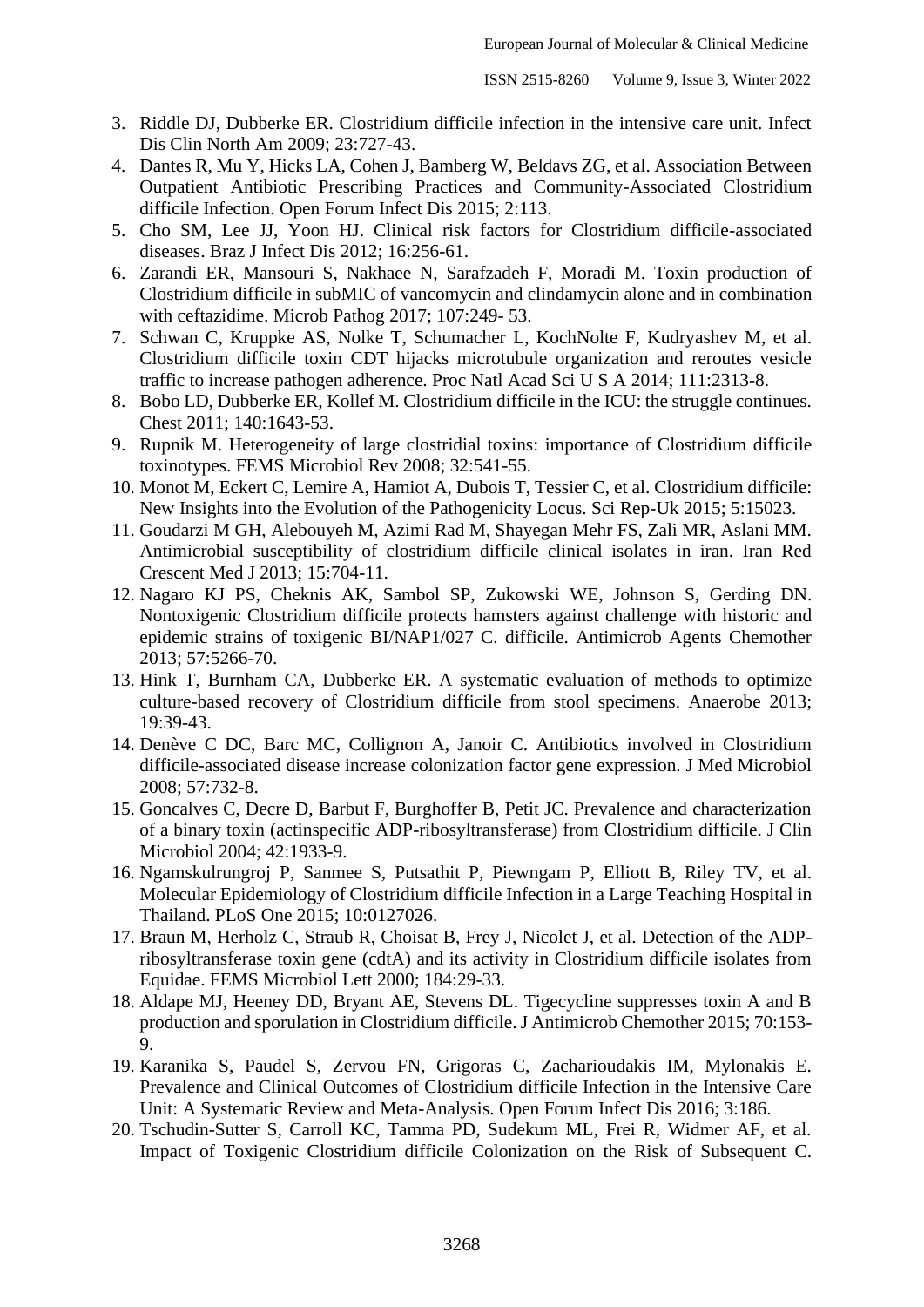3. Riddle DJ, Dubberke ER. Clostridium difficile infection in the intensive care unit. Infect Dis Clin North Am 2009; 23:727-43.
4. Dantes R, Mu Y, Hicks LA, Cohen J, Bamberg W, Beldavs ZG, et al. Association Between Outpatient Antibiotic Prescribing Practices and Community-Associated Clostridium difficile Infection. Open Forum Infect Dis 2015; 2:113.
5. Cho SM, Lee JJ, Yoon HJ. Clinical risk factors for Clostridium difficile-associated diseases. Braz J Infect Dis 2012; 16:256-61.
6. Zarandi ER, Mansouri S, Nakhaee N, Sarafzadeh F, Moradi M. Toxin production of Clostridium difficile in subMIC of vancomycin and clindamycin alone and in combination with ceftazidime. Microb Pathog 2017; 107:249- 53.
7. Schwan C, Kruppke AS, Nolke T, Schumacher L, KochNolte F, Kudryashev M, et al. Clostridium difficile toxin CDT hijacks microtubule organization and reroutes vesicle traffic to increase pathogen adherence. Proc Natl Acad Sci U S A 2014; 111:2313-8.
8. Bobo LD, Dubberke ER, Kollef M. Clostridium difficile in the ICU: the struggle continues. Chest 2011; 140:1643-53.
9. Rupnik M. Heterogeneity of large clostridial toxins: importance of Clostridium difficile toxinotypes. FEMS Microbiol Rev 2008; 32:541-55.
10. Monot M, Eckert C, Lemire A, Hamiot A, Dubois T, Tessier C, et al. Clostridium difficile: New Insights into the Evolution of the Pathogenicity Locus. Sci Rep-Uk 2015; 5:15023.
11. Goudarzi M GH, Alebouyeh M, Azimi Rad M, Shayegan Mehr FS, Zali MR, Aslani MM. Antimicrobial susceptibility of clostridium difficile clinical isolates in iran. Iran Red Crescent Med J 2013; 15:704-11.
12. Nagaro KJ PS, Cheknis AK, Sambol SP, Zukowski WE, Johnson S, Gerding DN. Nontoxigenic Clostridium difficile protects hamsters against challenge with historic and epidemic strains of toxigenic BI/NAP1/027 C. difficile. Antimicrob Agents Chemother 2013; 57:5266-70.
13. Hink T, Burnham CA, Dubberke ER. A systematic evaluation of methods to optimize culture-based recovery of Clostridium difficile from stool specimens. Anaerobe 2013; 19:39-43.
14. Denève C DC, Barc MC, Collignon A, Janoir C. Antibiotics involved in Clostridium difficile-associated disease increase colonization factor gene expression. J Med Microbiol 2008; 57:732-8.
15. Goncalves C, Decre D, Barbut F, Burghoffer B, Petit JC. Prevalence and characterization of a binary toxin (actinspecific ADP-ribosyltransferase) from Clostridium difficile. J Clin Microbiol 2004; 42:1933-9.
16. Ngamskulrungroj P, Sanmee S, Putsathit P, Piewngam P, Elliott B, Riley TV, et al. Molecular Epidemiology of Clostridium difficile Infection in a Large Teaching Hospital in Thailand. PLoS One 2015; 10:0127026.
17. Braun M, Herholz C, Straub R, Choisat B, Frey J, Nicolet J, et al. Detection of the ADP-ribosyltransferase toxin gene (cdtA) and its activity in Clostridium difficile isolates from Equidae. FEMS Microbiol Lett 2000; 184:29-33.
18. Aldape MJ, Heeney DD, Bryant AE, Stevens DL. Tigecycline suppresses toxin A and B production and sporulation in Clostridium difficile. J Antimicrob Chemother 2015; 70:153-9.
19. Karanika S, Paudel S, Zervou FN, Grigoras C, Zacharioudakis IM, Mylonakis E. Prevalence and Clinical Outcomes of Clostridium difficile Infection in the Intensive Care Unit: A Systematic Review and Meta-Analysis. Open Forum Infect Dis 2016; 3:186.
20. Tschudin-Sutter S, Carroll KC, Tamma PD, Sudekum ML, Frei R, Widmer AF, et al. Impact of Toxigenic Clostridium difficile Colonization on the Risk of Subsequent C.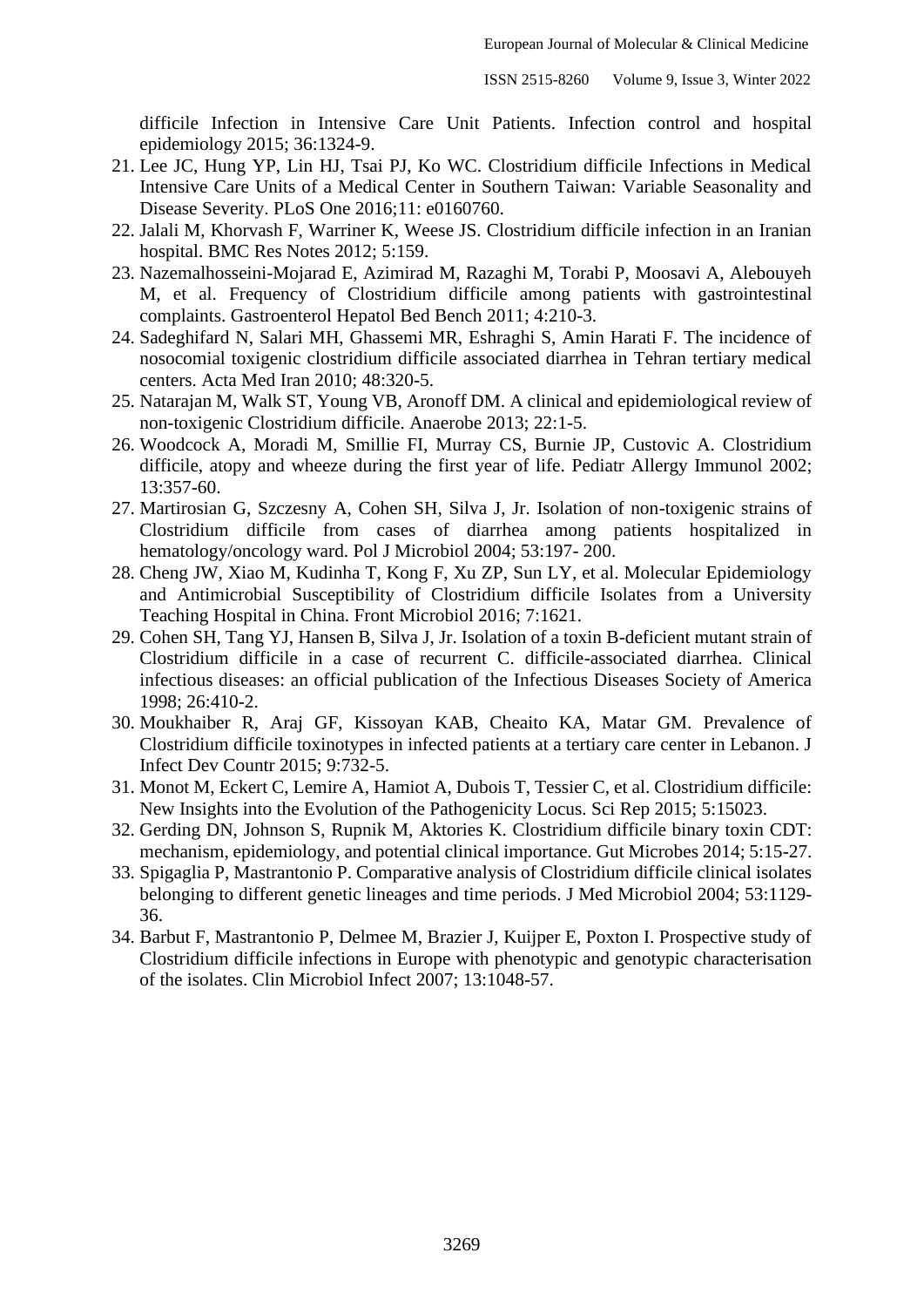difficile Infection in Intensive Care Unit Patients. Infection control and hospital epidemiology 2015; 36:1324-9.

21. Lee JC, Hung YP, Lin HJ, Tsai PJ, Ko WC. Clostridium difficile Infections in Medical Intensive Care Units of a Medical Center in Southern Taiwan: Variable Seasonality and Disease Severity. PLoS One 2016;11: e0160760.
22. Jalali M, Khorvash F, Warriner K, Weese JS. Clostridium difficile infection in an Iranian hospital. BMC Res Notes 2012; 5:159.
23. Nazemalhosseini-Mojarad E, Azimirad M, Razaghi M, Torabi P, Moosavi A, Alebouyeh M, et al. Frequency of Clostridium difficile among patients with gastrointestinal complaints. Gastroenterol Hepatol Bed Bench 2011; 4:210-3.
24. Sadeghifard N, Salari MH, Ghassemi MR, Eshraghi S, Amin Harati F. The incidence of nosocomial toxigenic clostridium difficile associated diarrhea in Tehran tertiary medical centers. Acta Med Iran 2010; 48:320-5.
25. Natarajan M, Walk ST, Young VB, Aronoff DM. A clinical and epidemiological review of non-toxigenic Clostridium difficile. Anaerobe 2013; 22:1-5.
26. Woodcock A, Moradi M, Smillie FI, Murray CS, Burnie JP, Custovic A. Clostridium difficile, atopy and wheeze during the first year of life. Pediatr Allergy Immunol 2002; 13:357-60.
27. Martirosian G, Szczesny A, Cohen SH, Silva J, Jr. Isolation of non-toxigenic strains of Clostridium difficile from cases of diarrhea among patients hospitalized in hematology/oncology ward. Pol J Microbiol 2004; 53:197- 200.
28. Cheng JW, Xiao M, Kudinha T, Kong F, Xu ZP, Sun LY, et al. Molecular Epidemiology and Antimicrobial Susceptibility of Clostridium difficile Isolates from a University Teaching Hospital in China. Front Microbiol 2016; 7:1621.
29. Cohen SH, Tang YJ, Hansen B, Silva J, Jr. Isolation of a toxin B-deficient mutant strain of Clostridium difficile in a case of recurrent C. difficile-associated diarrhea. Clinical infectious diseases: an official publication of the Infectious Diseases Society of America 1998; 26:410-2.
30. Moukhaiber R, Araj GF, Kissoyan KAB, Cheaito KA, Matar GM. Prevalence of Clostridium difficile toxinotypes in infected patients at a tertiary care center in Lebanon. J Infect Dev Countr 2015; 9:732-5.
31. Monot M, Eckert C, Lemire A, Hamiot A, Dubois T, Tessier C, et al. Clostridium difficile: New Insights into the Evolution of the Pathogenicity Locus. Sci Rep 2015; 5:15023.
32. Gerding DN, Johnson S, Rupnik M, Aktories K. Clostridium difficile binary toxin CDT: mechanism, epidemiology, and potential clinical importance. Gut Microbes 2014; 5:15-27.
33. Spigaglia P, Mastrantonio P. Comparative analysis of Clostridium difficile clinical isolates belonging to different genetic lineages and time periods. J Med Microbiol 2004; 53:1129-36.
34. Barbut F, Mastrantonio P, Delmee M, Brazier J, Kuijper E, Poxton I. Prospective study of Clostridium difficile infections in Europe with phenotypic and genotypic characterisation of the isolates. Clin Microbiol Infect 2007; 13:1048-57.